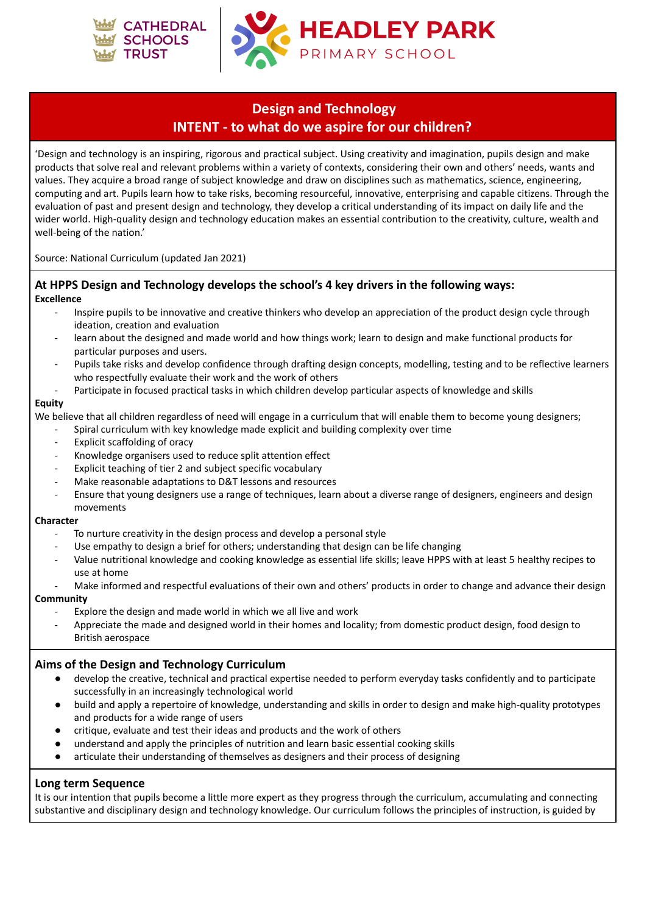CATHEDRAL SCHOOLS TRUST

# HEADLEY PARK PRIMARY SCHOOL

## Design and Technology
## INTENT - to what do we aspire for our children?

'Design and technology is an inspiring, rigorous and practical subject. Using creativity and imagination, pupils design and make products that solve real and relevant problems within a variety of contexts, considering their own and others' needs, wants and values. They acquire a broad range of subject knowledge and draw on disciplines such as mathematics, science, engineering, computing and art. Pupils learn how to take risks, becoming resourceful, innovative, enterprising and capable citizens. Through the evaluation of past and present design and technology, they develop a critical understanding of its impact on daily life and the wider world. High-quality design and technology education makes an essential contribution to the creativity, culture, wealth and well-being of the nation.'

Source: National Curriculum (updated Jan 2021)

### At HPPS Design and Technology develops the school's 4 key drivers in the following ways:

**Excellence**

- Inspire pupils to be innovative and creative thinkers who develop an appreciation of the product design cycle through ideation, creation and evaluation
- learn about the designed and made world and how things work; learn to design and make functional products for particular purposes and users.
- Pupils take risks and develop confidence through drafting design concepts, modelling, testing and to be reflective learners who respectfully evaluate their work and the work of others
- Participate in focused practical tasks in which children develop particular aspects of knowledge and skills

**Equity**

We believe that all children regardless of need will engage in a curriculum that will enable them to become young designers;

- Spiral curriculum with key knowledge made explicit and building complexity over time
- Explicit scaffolding of oracy
- Knowledge organisers used to reduce split attention effect
- Explicit teaching of tier 2 and subject specific vocabulary
- Make reasonable adaptations to D&T lessons and resources
- Ensure that young designers use a range of techniques, learn about a diverse range of designers, engineers and design movements

**Character**

- To nurture creativity in the design process and develop a personal style
- Use empathy to design a brief for others; understanding that design can be life changing
- Value nutritional knowledge and cooking knowledge as essential life skills; leave HPPS with at least 5 healthy recipes to use at home
- Make informed and respectful evaluations of their own and others' products in order to change and advance their design

**Community**

- Explore the design and made world in which we all live and work
- Appreciate the made and designed world in their homes and locality; from domestic product design, food design to British aerospace

### Aims of the Design and Technology Curriculum

- develop the creative, technical and practical expertise needed to perform everyday tasks confidently and to participate successfully in an increasingly technological world
- build and apply a repertoire of knowledge, understanding and skills in order to design and make high-quality prototypes and products for a wide range of users
- critique, evaluate and test their ideas and products and the work of others
- understand and apply the principles of nutrition and learn basic essential cooking skills
- articulate their understanding of themselves as designers and their process of designing

### Long term Sequence

It is our intention that pupils become a little more expert as they progress through the curriculum, accumulating and connecting substantive and disciplinary design and technology knowledge. Our curriculum follows the principles of instruction, is guided by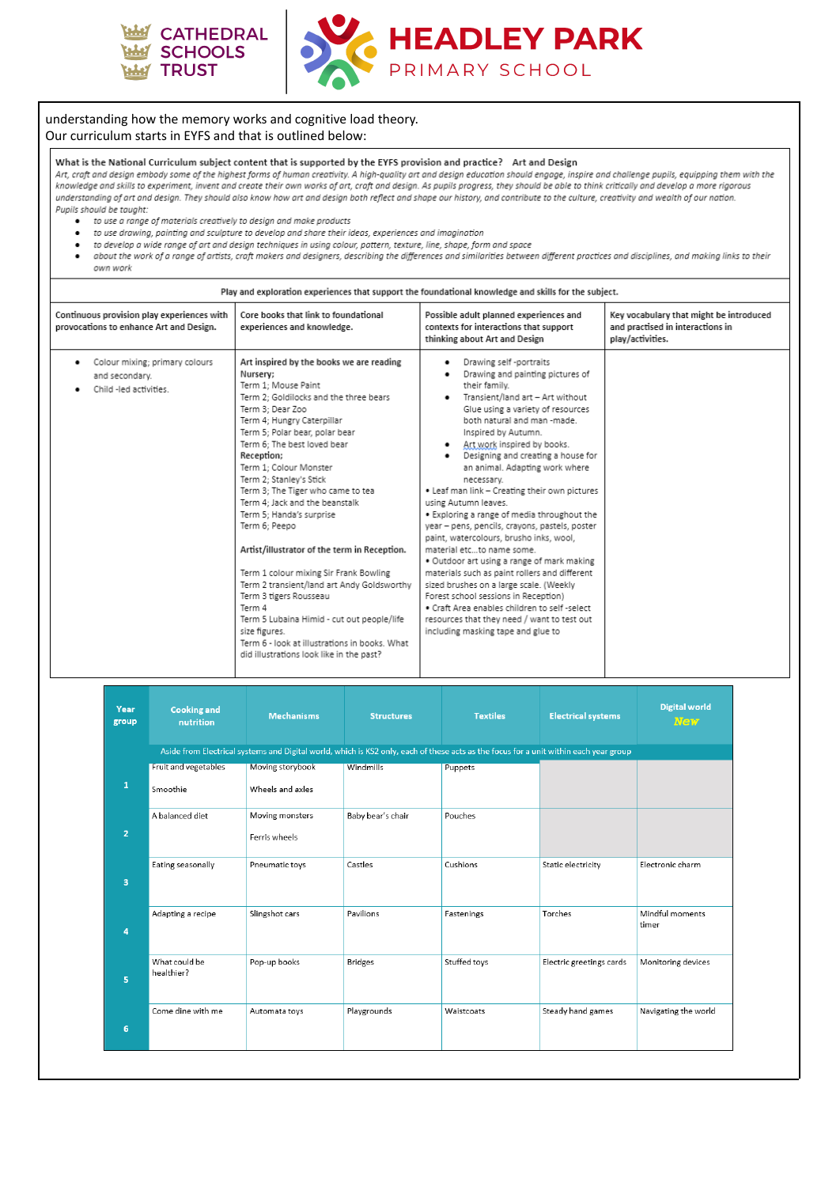understanding how the memory works and cognitive load theory.
Our curriculum starts in EYFS and that is outlined below:

**What is the National Curriculum subject content that is supported by the EYFS provision and practice? Art and Design**

*Art, craft and design embody some of the highest forms of human creativity. A high-quality art and design education should engage, inspire and challenge pupils, equipping them with the knowledge and skills to experiment, invent and create their own works of art, craft and design. As pupils progress, they should be able to think critically and develop a more rigorous understanding of art and design. They should also know how art and design both reflect and shape our history, and contribute to the culture, creativity and wealth of our nation.*

*Pupils should be taught:*

- *to use a range of materials creatively to design and make products*
- *to use drawing, painting and sculpture to develop and share their ideas, experiences and imagination*
- *to develop a wide range of art and design techniques in using colour, pattern, texture, line, shape, form and space*
- *about the work of a range of artists, craft makers and designers, describing the differences and similarities between different practices and disciplines, and making links to their own work*

**Play and exploration experiences that support the foundational knowledge and skills for the subject.**

| Continuous provision play experiences with provocations to enhance Art and Design. | Core books that link to foundational experiences and knowledge. | Possible adult planned experiences and contexts for interactions that support thinking about Art and Design | Key vocabulary that might be introduced and practised in interactions in play/activities. |
|---|---|---|---|
| • Colour mixing; primary colours and secondary.<br>• Child -led activities. | **Art inspired by the books we are reading**<br>**Nursery;**<br>Term 1; Mouse Paint<br>Term 2; Goldilocks and the three bears<br>Term 3; Dear Zoo<br>Term 4; Hungry Caterpillar<br>Term 5; Polar bear, polar bear<br>Term 6; The best loved bear<br>**Reception;**<br>Term 1; Colour Monster<br>Term 2; Stanley's Stick<br>Term 3; The Tiger who came to tea<br>Term 4; Jack and the beanstalk<br>Term 5; Handa's surprise<br>Term 6; Peepo<br><br>**Artist/illustrator of the term in Reception.**<br><br>Term 1 colour mixing Sir Frank Bowling<br>Term 2 transient/land art Andy Goldsworthy<br>Term 3 tigers Rousseau<br>Term 4<br>Term 5 Lubaina Himid - cut out people/life size figures.<br>Term 6 - look at illustrations in books. What did illustrations look like in the past? | • Drawing self -portraits<br>• Drawing and painting pictures of their family.<br>• Transient/land art – Art without Glue using a variety of resources both natural and man -made. Inspired by Autumn.<br>• Art work inspired by books.<br>• Designing and creating a house for an animal. Adapting work where necessary.<br>• Leaf man link – Creating their own pictures using Autumn leaves.<br>• Exploring a range of media throughout the year – pens, pencils, crayons, pastels, poster paint, watercolours, brusho inks, wool, material etc…to name some.<br>• Outdoor art using a range of mark making materials such as paint rollers and different sized brushes on a large scale. (Weekly Forest school sessions in Reception)<br>• Craft Area enables children to self -select resources that they need / want to test out including masking tape and glue to | |

| Year group | Cooking and nutrition | Mechanisms | Structures | Textiles | Electrical systems | Digital world *New* |
|---|---|---|---|---|---|---|
| | Aside from Electrical systems and Digital world, which is KS2 only, each of these acts as the focus for a unit within each year group | | | | | |
| 1 | Fruit and vegetables<br><br>Smoothie | Moving storybook<br><br>Wheels and axles | Windmills | Puppets | | |
| 2 | A balanced diet | Moving monsters<br><br>Ferris wheels | Baby bear's chair | Pouches | | |
| 3 | Eating seasonally | Pneumatic toys | Castles | Cushions | Static electricity | Electronic charm |
| 4 | Adapting a recipe | Slingshot cars | Pavilions | Fastenings | Torches | Mindful moments timer |
| 5 | What could be healthier? | Pop-up books | Bridges | Stuffed toys | Electric greetings cards | Monitoring devices |
| 6 | Come dine with me | Automata toys | Playgrounds | Waistcoats | Steady hand games | Navigating the world |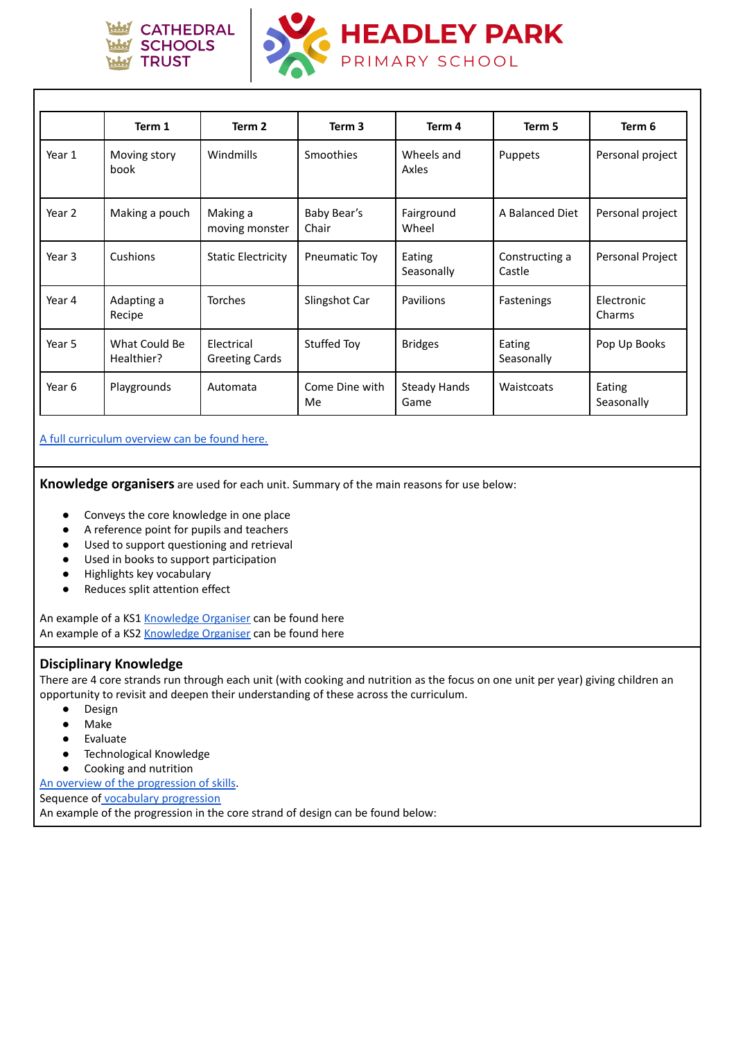| | Term 1 | Term 2 | Term 3 | Term 4 | Term 5 | Term 6 |
|---|---|---|---|---|---|---|
| Year 1 | Moving story book | Windmills | Smoothies | Wheels and Axles | Puppets | Personal project |
| Year 2 | Making a pouch | Making a moving monster | Baby Bear's Chair | Fairground Wheel | A Balanced Diet | Personal project |
| Year 3 | Cushions | Static Electricity | Pneumatic Toy | Eating Seasonally | Constructing a Castle | Personal Project |
| Year 4 | Adapting a Recipe | Torches | Slingshot Car | Pavilions | Fastenings | Electronic Charms |
| Year 5 | What Could Be Healthier? | Electrical Greeting Cards | Stuffed Toy | Bridges | Eating Seasonally | Pop Up Books |
| Year 6 | Playgrounds | Automata | Come Dine with Me | Steady Hands Game | Waistcoats | Eating Seasonally |

A full curriculum overview can be found here.

**Knowledge organisers** are used for each unit. Summary of the main reasons for use below:

- Conveys the core knowledge in one place
- A reference point for pupils and teachers
- Used to support questioning and retrieval
- Used in books to support participation
- Highlights key vocabulary
- Reduces split attention effect

An example of a KS1 Knowledge Organiser can be found here
An example of a KS2 Knowledge Organiser can be found here

## Disciplinary Knowledge

There are 4 core strands run through each unit (with cooking and nutrition as the focus on one unit per year) giving children an opportunity to revisit and deepen their understanding of these across the curriculum.

- Design
- Make
- Evaluate
- Technological Knowledge
- Cooking and nutrition

An overview of the progression of skills.
Sequence of vocabulary progression
An example of the progression in the core strand of design can be found below: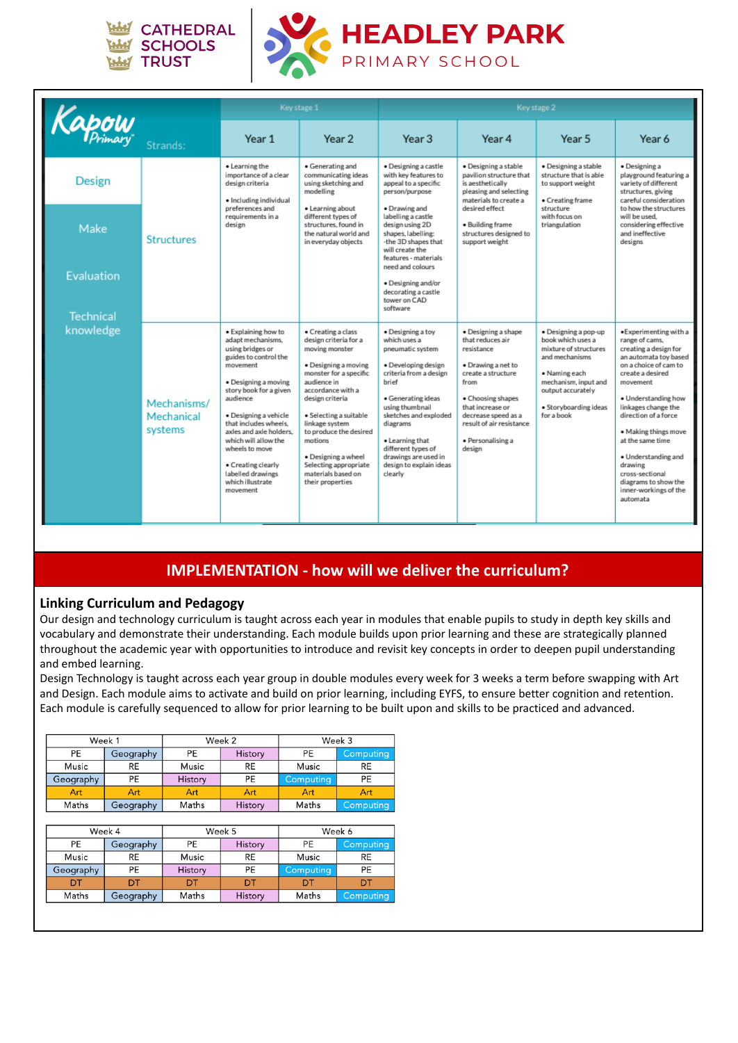CATHEDRAL SCHOOLS TRUST

# HEADLEY PARK PRIMARY SCHOOL

| Kapow Primary | Strands: | Key stage 1 | | Key stage 2 | | | |
|---|---|---|---|---|---|---|---|
| | | Year 1 | Year 2 | Year 3 | Year 4 | Year 5 | Year 6 |
| Design<br>Make<br>Evaluation<br>Technical knowledge | Structures | • Learning the importance of a clear design criteria<br>• Including individual preferences and requirements in a design | • Generating and communicating ideas using sketching and modelling<br>• Learning about different types of structures, found in the natural world and in everyday objects | • Designing a castle with key features to appeal to a specific person/purpose<br>• Drawing and labelling a castle design using 2D shapes, labelling: -the 3D shapes that will create the features - materials need and colours<br>• Designing and/or decorating a castle tower on CAD software | • Designing a stable pavilion structure that is aesthetically pleasing and selecting materials to create a desired effect<br>• Building frame structures designed to support weight | • Designing a stable structure that is able to support weight<br>• Creating frame structure with focus on triangulation | • Designing a playground featuring a variety of different structures, giving careful consideration to how the structures will be used, considering effective and ineffective designs |
| | Mechanisms/ Mechanical systems | • Explaining how to adapt mechanisms, using bridges or guides to control the movement<br>• Designing a moving story book for a given audience<br>• Designing a vehicle that includes wheels, axles and axle holders, which will allow the wheels to move<br>• Creating clearly labelled drawings which illustrate movement | • Creating a class design criteria for a moving monster<br>• Designing a moving monster for a specific audience in accordance with a design criteria<br>• Selecting a suitable linkage system to produce the desired motions<br>• Designing a wheel Selecting appropriate materials based on their properties | • Designing a toy which uses a pneumatic system<br>• Developing design criteria from a design brief<br>• Generating ideas using thumbnail sketches and exploded diagrams<br>• Learning that different types of drawings are used in design to explain ideas clearly | • Designing a shape that reduces air resistance<br>• Drawing a net to create a structure from<br>• Choosing shapes that increase or decrease speed as a result of air resistance<br>• Personalising a design | • Designing a pop-up book which uses a mixture of structures and mechanisms<br>• Naming each mechanism, input and output accurately<br>• Storyboarding ideas for a book | • Experimenting with a range of cams, creating a design for an automata toy based on a choice of cam to create a desired movement<br>• Understanding how linkages change the direction of a force<br>• Making things move at the same time<br>• Understanding and drawing cross-sectional diagrams to show the inner-workings of the automata |

## IMPLEMENTATION - how will we deliver the curriculum?

### Linking Curriculum and Pedagogy

Our design and technology curriculum is taught across each year in modules that enable pupils to study in depth key skills and vocabulary and demonstrate their understanding. Each module builds upon prior learning and these are strategically planned throughout the academic year with opportunities to introduce and revisit key concepts in order to deepen pupil understanding and embed learning.

Design Technology is taught across each year group in double modules every week for 3 weeks a term before swapping with Art and Design. Each module aims to activate and build on prior learning, including EYFS, to ensure better cognition and retention. Each module is carefully sequenced to allow for prior learning to be built upon and skills to be practiced and advanced.

| Week 1 | | Week 2 | | Week 3 | |
|---|---|---|---|---|---|
| PE | Geography | PE | History | PE | Computing |
| Music | RE | Music | RE | Music | RE |
| Geography | PE | History | PE | Computing | PE |
| Art | Art | Art | Art | Art | Art |
| Maths | Geography | Maths | History | Maths | Computing |

| Week 4 | | Week 5 | | Week 6 | |
|---|---|---|---|---|---|
| PE | Geography | PE | History | PE | Computing |
| Music | RE | Music | RE | Music | RE |
| Geography | PE | History | PE | Computing | PE |
| DT | DT | DT | DT | DT | DT |
| Maths | Geography | Maths | History | Maths | Computing |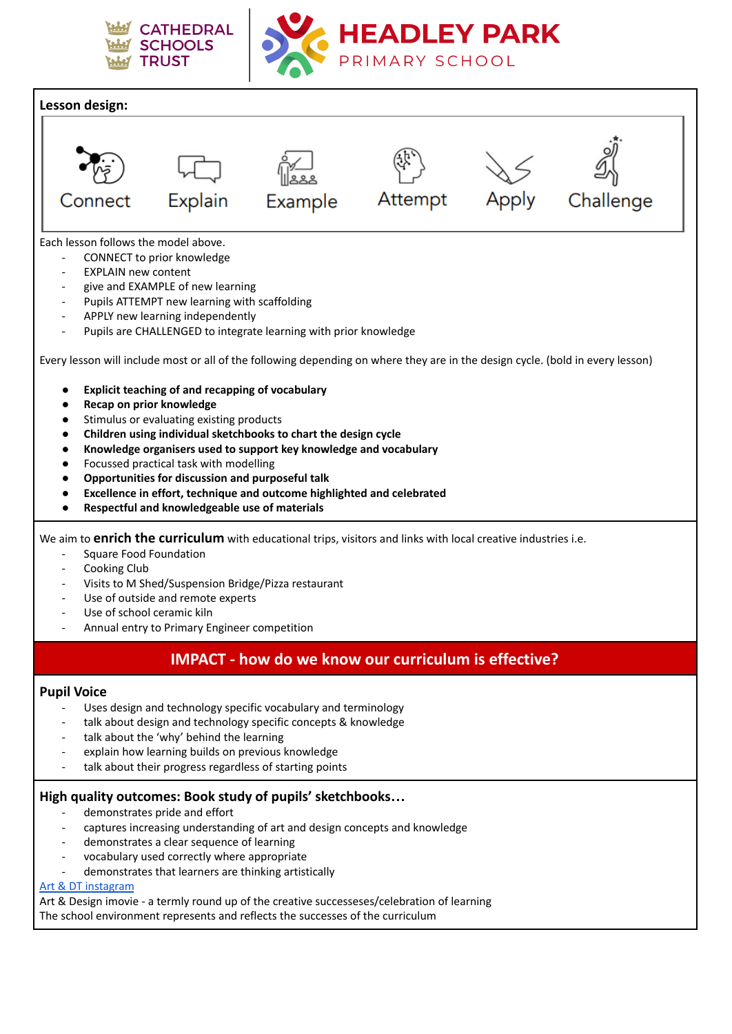**Lesson design:**

Connect | Explain | Example | Attempt | Apply | Challenge

Each lesson follows the model above.

- CONNECT to prior knowledge
- EXPLAIN new content
- give and EXAMPLE of new learning
- Pupils ATTEMPT new learning with scaffolding
- APPLY new learning independently
- Pupils are CHALLENGED to integrate learning with prior knowledge

Every lesson will include most or all of the following depending on where they are in the design cycle. (bold in every lesson)

- **Explicit teaching of and recapping of vocabulary**
- **Recap on prior knowledge**
- Stimulus or evaluating existing products
- **Children using individual sketchbooks to chart the design cycle**
- **Knowledge organisers used to support key knowledge and vocabulary**
- Focussed practical task with modelling
- **Opportunities for discussion and purposeful talk**
- **Excellence in effort, technique and outcome highlighted and celebrated**
- **Respectful and knowledgeable use of materials**

We aim to **enrich the curriculum** with educational trips, visitors and links with local creative industries i.e.

- Square Food Foundation
- Cooking Club
- Visits to M Shed/Suspension Bridge/Pizza restaurant
- Use of outside and remote experts
- Use of school ceramic kiln
- Annual entry to Primary Engineer competition

## IMPACT - how do we know our curriculum is effective?

### Pupil Voice

- Uses design and technology specific vocabulary and terminology
- talk about design and technology specific concepts & knowledge
- talk about the 'why' behind the learning
- explain how learning builds on previous knowledge
- talk about their progress regardless of starting points

### High quality outcomes: Book study of pupils' sketchbooks…

- demonstrates pride and effort
- captures increasing understanding of art and design concepts and knowledge
- demonstrates a clear sequence of learning
- vocabulary used correctly where appropriate
- demonstrates that learners are thinking artistically

Art & DT instagram

Art & Design imovie - a termly round up of the creative successeses/celebration of learning

The school environment represents and reflects the successes of the curriculum